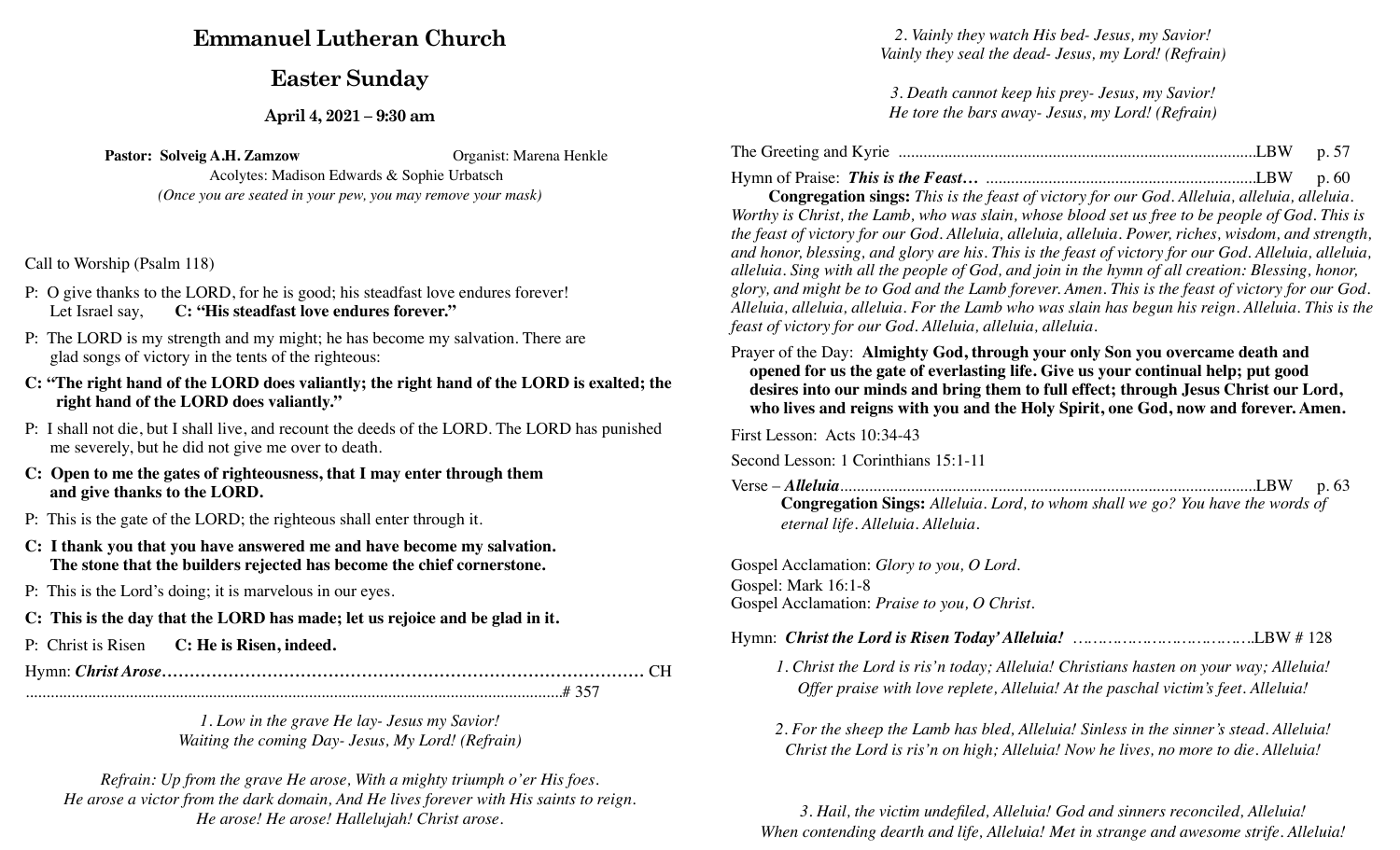# Emmanuel Lutheran Church

## Easter Sunday

### April 4, 2021 – 9:30 am

**Pastor: Solveig A.H. Zamzow** Organist: Marena Henkle

Acolytes: Madison Edwards & Sophie Urbatsch

*(Once you are seated in your pew, you may remove your mask)*

Call to Worship (Psalm 118)

P: O give thanks to the LORD, for he is good; his steadfast love endures forever! Let Israel say, **C: "His steadfast love endures forever."**

P: The LORD is my strength and my might; he has become my salvation. There are glad songs of victory in the tents of the righteous:

**C: "The right hand of the LORD does valiantly; the right hand of the LORD is exalted; the right hand of the LORD does valiantly."**

P: I shall not die, but I shall live, and recount the deeds of the LORD. The LORD has punished me severely, but he did not give me over to death.

**C: Open to me the gates of righteousness, that I may enter through them and give thanks to the LORD.**

P: This is the gate of the LORD; the righteous shall enter through it.

**C: I thank you that you have answered me and have become my salvation. The stone that the builders rejected has become the chief cornerstone.**

P: This is the Lord's doing; it is marvelous in our eyes.

**C: This is the day that the LORD has made; let us rejoice and be glad in it.**

P: Christ is Risen **C: He is Risen, indeed.**

Hymn: ***Christ Arose*** …………………………………………………………………………… CH # 357

*1. Low in the grave He lay- Jesus my Savior!*
*Waiting the coming Day- Jesus, My Lord! (Refrain)*

*Refrain: Up from the grave He arose, With a mighty triumph o'er His foes.*
*He arose a victor from the dark domain, And He lives forever with His saints to reign.*
*He arose! He arose! Hallelujah! Christ arose.*

*2. Vainly they watch His bed- Jesus, my Savior!*
*Vainly they seal the dead- Jesus, my Lord! (Refrain)*

*3. Death cannot keep his prey- Jesus, my Savior!*
*He tore the bars away- Jesus, my Lord! (Refrain)*

The Greeting and Kyrie ........................................................................................LBW p. 57

Hymn of Praise: ***This is the Feast…*** ................................................................LBW p. 60

**Congregation sings:** *This is the feast of victory for our God. Alleluia, alleluia, alleluia. Worthy is Christ, the Lamb, who was slain, whose blood set us free to be people of God. This is the feast of victory for our God. Alleluia, alleluia, alleluia. Power, riches, wisdom, and strength, and honor, blessing, and glory are his. This is the feast of victory for our God. Alleluia, alleluia, alleluia. Sing with all the people of God, and join in the hymn of all creation: Blessing, honor, glory, and might be to God and the Lamb forever. Amen. This is the feast of victory for our God. Alleluia, alleluia, alleluia. For the Lamb who was slain has begun his reign. Alleluia. This is the feast of victory for our God. Alleluia, alleluia, alleluia.*

Prayer of the Day: **Almighty God, through your only Son you overcame death and opened for us the gate of everlasting life. Give us your continual help; put good desires into our minds and bring them to full effect; through Jesus Christ our Lord, who lives and reigns with you and the Holy Spirit, one God, now and forever. Amen.**

First Lesson: Acts 10:34-43

Second Lesson: 1 Corinthians 15:1-11

Verse – ***Alleluia***..................................................................................................LBW p. 63

**Congregation Sings:** *Alleluia. Lord, to whom shall we go? You have the words of eternal life. Alleluia. Alleluia.*

Gospel Acclamation: *Glory to you, O Lord.*
Gospel: Mark 16:1-8
Gospel Acclamation: *Praise to you, O Christ.*

Hymn: ***Christ the Lord is Risen Today' Alleluia!*** ……………………………….LBW # 128

*1. Christ the Lord is ris'n today; Alleluia! Christians hasten on your way; Alleluia!*
*Offer praise with love replete, Alleluia! At the paschal victim's feet. Alleluia!*

*2. For the sheep the Lamb has bled, Alleluia! Sinless in the sinner's stead. Alleluia!*
*Christ the Lord is ris'n on high; Alleluia! Now he lives, no more to die. Alleluia!*

*3. Hail, the victim undefiled, Alleluia! God and sinners reconciled, Alleluia!*
*When contending dearth and life, Alleluia! Met in strange and awesome strife. Alleluia!*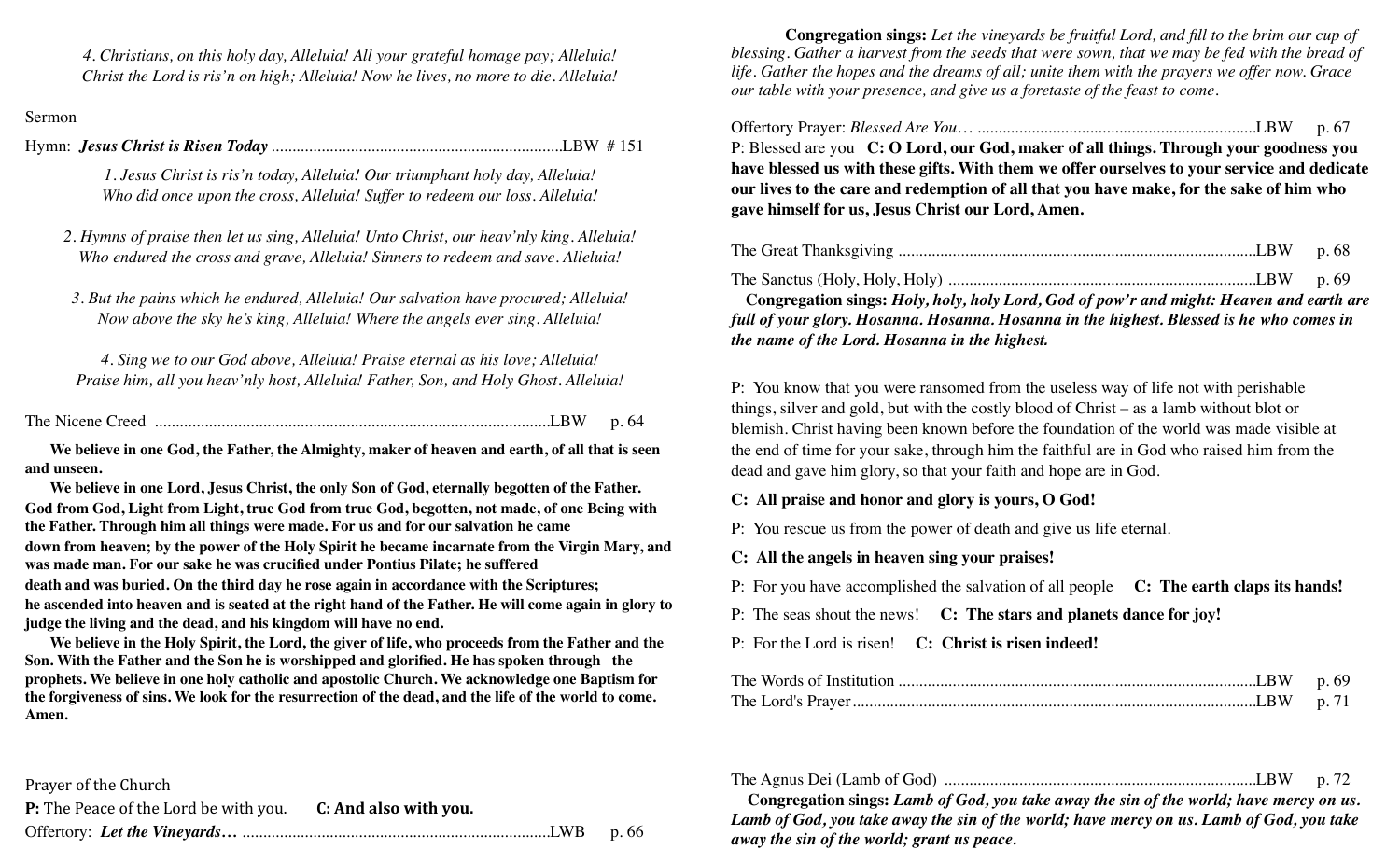*4. Christians, on this holy day, Alleluia! All your grateful homage pay; Alleluia!*
*Christ the Lord is ris'n on high; Alleluia! Now he lives, no more to die. Alleluia!*

Sermon

Hymn: ***Jesus Christ is Risen Today*** ....................................................................LBW # 151

*1. Jesus Christ is ris'n today, Alleluia! Our triumphant holy day, Alleluia!*
*Who did once upon the cross, Alleluia! Suffer to redeem our loss. Alleluia!*

*2. Hymns of praise then let us sing, Alleluia! Unto Christ, our heav'nly king. Alleluia!*
*Who endured the cross and grave, Alleluia! Sinners to redeem and save. Alleluia!*

*3. But the pains which he endured, Alleluia! Our salvation have procured; Alleluia!*
*Now above the sky he's king, Alleluia! Where the angels ever sing. Alleluia!*

*4. Sing we to our God above, Alleluia! Praise eternal as his love; Alleluia!*
*Praise him, all you heav'nly host, Alleluia! Father, Son, and Holy Ghost. Alleluia!*

The Nicene Creed ..............................................................................................LBW p. 64

**We believe in one God, the Father, the Almighty, maker of heaven and earth, of all that is seen and unseen.**

**We believe in one Lord, Jesus Christ, the only Son of God, eternally begotten of the Father. God from God, Light from Light, true God from true God, begotten, not made, of one Being with the Father. Through him all things were made. For us and for our salvation he came down from heaven; by the power of the Holy Spirit he became incarnate from the Virgin Mary, and was made man. For our sake he was crucified under Pontius Pilate; he suffered death and was buried. On the third day he rose again in accordance with the Scriptures; he ascended into heaven and is seated at the right hand of the Father. He will come again in glory to judge the living and the dead, and his kingdom will have no end.**

**We believe in the Holy Spirit, the Lord, the giver of life, who proceeds from the Father and the Son. With the Father and the Son he is worshipped and glorified. He has spoken through the prophets. We believe in one holy catholic and apostolic Church. We acknowledge one Baptism for the forgiveness of sins. We look for the resurrection of the dead, and the life of the world to come. Amen.**

Prayer of the Church

**P:** The Peace of the Lord be with you. **C: And also with you.**

Offertory: ***Let the Vineyards…*** .........................................................................LWB p. 66

**Congregation sings:** *Let the vineyards be fruitful Lord, and fill to the brim our cup of blessing. Gather a harvest from the seeds that were sown, that we may be fed with the bread of life. Gather the hopes and the dreams of all; unite them with the prayers we offer now. Grace our table with your presence, and give us a foretaste of the feast to come.*

Offertory Prayer: *Blessed Are You…* .................................................................LBW p. 67

P: Blessed are you **C: O Lord, our God, maker of all things. Through your goodness you have blessed us with these gifts. With them we offer ourselves to your service and dedicate our lives to the care and redemption of all that you have make, for the sake of him who gave himself for us, Jesus Christ our Lord, Amen.**

The Great Thanksgiving .....................................................................................LBW p. 68

The Sanctus (Holy, Holy, Holy) ..........................................................................LBW p. 69

**Congregation sings:** ***Holy, holy, holy Lord, God of pow'r and might: Heaven and earth are full of your glory. Hosanna. Hosanna. Hosanna in the highest. Blessed is he who comes in the name of the Lord. Hosanna in the highest.***

P: You know that you were ransomed from the useless way of life not with perishable things, silver and gold, but with the costly blood of Christ – as a lamb without blot or blemish. Christ having been known before the foundation of the world was made visible at the end of time for your sake, through him the faithful are in God who raised him from the dead and gave him glory, so that your faith and hope are in God.

**C: All praise and honor and glory is yours, O God!**

P: You rescue us from the power of death and give us life eternal.

**C: All the angels in heaven sing your praises!**

P: For you have accomplished the salvation of all people **C: The earth claps its hands!**

P: The seas shout the news! **C: The stars and planets dance for joy!**

P: For the Lord is risen! **C: Christ is risen indeed!**

The Words of Institution .....................................................................................LBW p. 69

The Lord's Prayer................................................................................................LBW p. 71

The Agnus Dei (Lamb of God) ..........................................................................LBW p. 72

**Congregation sings:** ***Lamb of God, you take away the sin of the world; have mercy on us. Lamb of God, you take away the sin of the world; have mercy on us. Lamb of God, you take away the sin of the world; grant us peace.***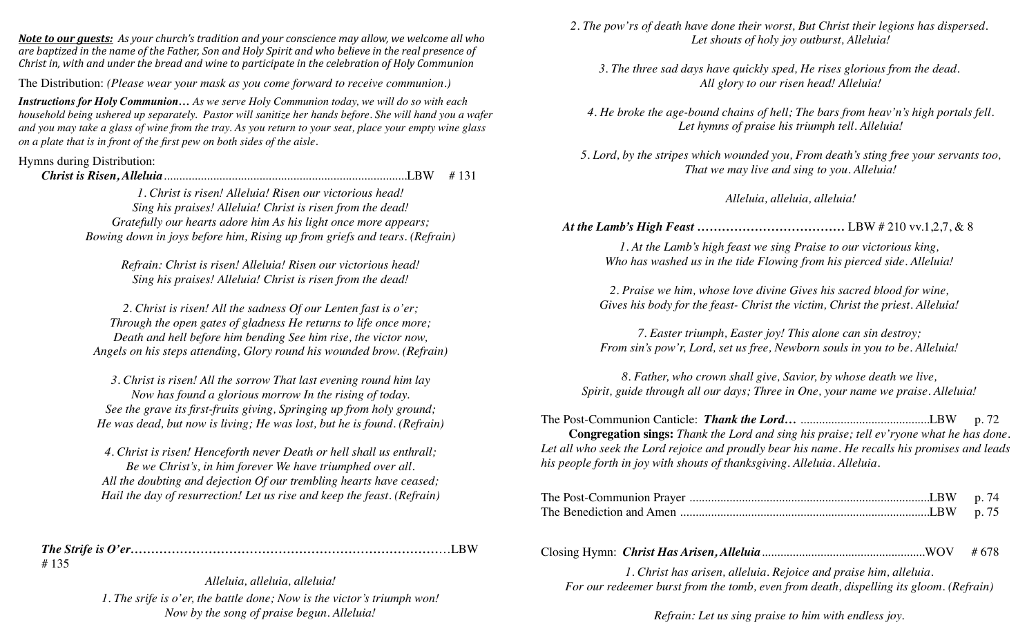***Note to our guests:*** *As your church's tradition and your conscience may allow, we welcome all who are baptized in the name of the Father, Son and Holy Spirit and who believe in the real presence of Christ in, with and under the bread and wine to participate in the celebration of Holy Communion*

The Distribution: *(Please wear your mask as you come forward to receive communion.)*

***Instructions for Holy Communion…*** *As we serve Holy Communion today, we will do so with each household being ushered up separately. Pastor will sanitize her hands before. She will hand you a wafer and you may take a glass of wine from the tray. As you return to your seat, place your empty wine glass on a plate that is in front of the first pew on both sides of the aisle.*

Hymns during Distribution:

***Christ is Risen, Alleluia*** ............................................................................LBW # 131

*1. Christ is risen! Alleluia! Risen our victorious head!*
*Sing his praises! Alleluia! Christ is risen from the dead!*
*Gratefully our hearts adore him As his light once more appears;*
*Bowing down in joys before him, Rising up from griefs and tears. (Refrain)*

*Refrain: Christ is risen! Alleluia! Risen our victorious head!*
*Sing his praises! Alleluia! Christ is risen from the dead!*

*2. Christ is risen! All the sadness Of our Lenten fast is o'er;*
*Through the open gates of gladness He returns to life once more;*
*Death and hell before him bending See him rise, the victor now,*
*Angels on his steps attending, Glory round his wounded brow. (Refrain)*

*3. Christ is risen! All the sorrow That last evening round him lay*
*Now has found a glorious morrow In the rising of today.*
*See the grave its first-fruits giving, Springing up from holy ground;*
*He was dead, but now is living; He was lost, but he is found. (Refrain)*

*4. Christ is risen! Henceforth never Death or hell shall us enthrall;*
*Be we Christ's, in him forever We have triumphed over all.*
*All the doubting and dejection Of our trembling hearts have ceased;*
*Hail the day of resurrection! Let us rise and keep the feast. (Refrain)*

***The Strife is O'er***……………………………………………………………………LBW # 135

*Alleluia, alleluia, alleluia!*

*1. The srife is o'er, the battle done; Now is the victor's triumph won!*
*Now by the song of praise begun. Alleluia!*

*2. The pow'rs of death have done their worst, But Christ their legions has dispersed.*
*Let shouts of holy joy outburst, Alleluia!*

*3. The three sad days have quickly sped, He rises glorious from the dead.*
*All glory to our risen head! Alleluia!*

*4. He broke the age-bound chains of hell; The bars from heav'n's high portals fell.*
*Let hymns of praise his triumph tell. Alleluia!*

*5. Lord, by the stripes which wounded you, From death's sting free your servants too,*
*That we may live and sing to you. Alleluia!*

*Alleluia, alleluia, alleluia!*

***At the Lamb's High Feast*** **………………………………** LBW # 210 vv.1,2,7, & 8

*1. At the Lamb's high feast we sing Praise to our victorious king,*
*Who has washed us in the tide Flowing from his pierced side. Alleluia!*

*2. Praise we him, whose love divine Gives his sacred blood for wine,*
*Gives his body for the feast- Christ the victim, Christ the priest. Alleluia!*

*7. Easter triumph, Easter joy! This alone can sin destroy;*
*From sin's pow'r, Lord, set us free, Newborn souls in you to be. Alleluia!*

*8. Father, who crown shall give, Savior, by whose death we live,*
*Spirit, guide through all our days; Three in One, your name we praise. Alleluia!*

The Post-Communion Canticle: ***Thank the Lord…*** .........................................LBW p. 72

**Congregation sings:** *Thank the Lord and sing his praise; tell ev'ryone what he has done. Let all who seek the Lord rejoice and proudly bear his name. He recalls his promises and leads his people forth in joy with shouts of thanksgiving. Alleluia. Alleluia.*

The Post-Communion Prayer ............................................................................LBW p. 74
The Benediction and Amen ...............................................................................LBW p. 75

Closing Hymn: ***Christ Has Arisen, Alleluia*** ....................................................WOV # 678

*1. Christ has arisen, alleluia. Rejoice and praise him, alleluia.*
*For our redeemer burst from the tomb, even from death, dispelling its gloom. (Refrain)*

*Refrain: Let us sing praise to him with endless joy.*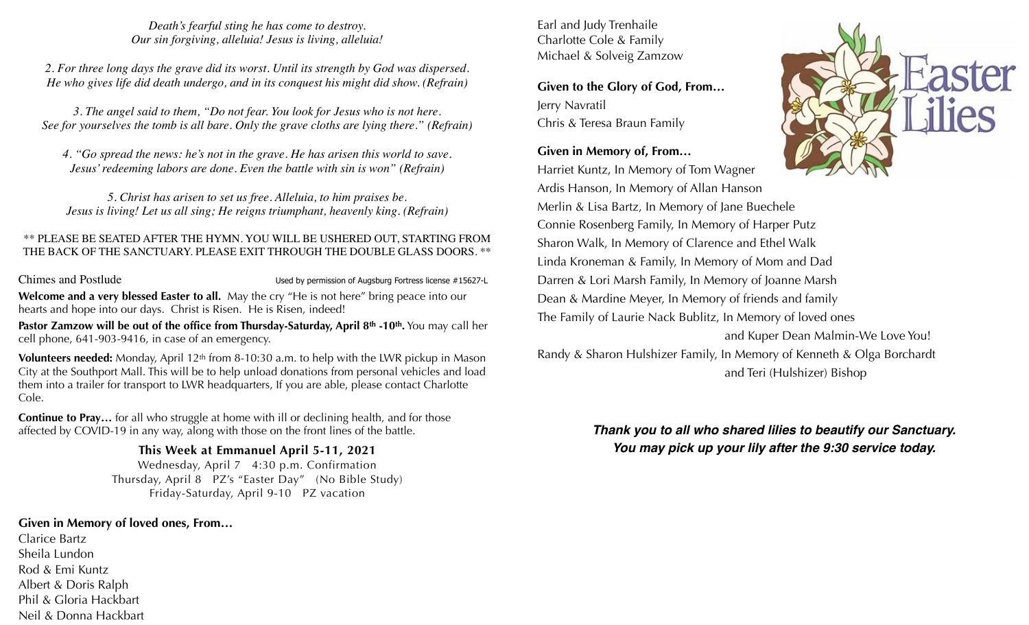*Death's fearful sting he has come to destroy.*
*Our sin forgiving, alleluia! Jesus is living, alleluia!*

*2. For three long days the grave did its worst. Until its strength by God was dispersed.*
*He who gives life did death undergo, and in its conquest his might did show. (Refrain)*

*3. The angel said to them, "Do not fear. You look for Jesus who is not here.*
*See for yourselves the tomb is all bare. Only the grave cloths are lying there." (Refrain)*

*4. "Go spread the news: he's not in the grave. He has arisen this world to save.*
*Jesus' redeeming labors are done. Even the battle with sin is won" (Refrain)*

*5. Christ has arisen to set us free. Alleluia, to him praises be.*
*Jesus is living! Let us all sing; He reigns triumphant, heavenly king. (Refrain)*

** PLEASE BE SEATED AFTER THE HYMN. YOU WILL BE USHERED OUT, STARTING FROM THE BACK OF THE SANCTUARY. PLEASE EXIT THROUGH THE DOUBLE GLASS DOORS. **

Chimes and Postlude — Used by permission of Augsburg Fortress license #15627-L

**Welcome and a very blessed Easter to all.** May the cry "He is not here" bring peace into our hearts and hope into our days. Christ is Risen. He is Risen, indeed!

**Pastor Zamzow will be out of the office from Thursday-Saturday, April 8th -10th.** You may call her cell phone, 641-903-9416, in case of an emergency.

**Volunteers needed:** Monday, April 12th from 8-10:30 a.m. to help with the LWR pickup in Mason City at the Southport Mall. This will be to help unload donations from personal vehicles and load them into a trailer for transport to LWR headquarters, If you are able, please contact Charlotte Cole.

**Continue to Pray…** for all who struggle at home with ill or declining health, and for those affected by COVID-19 in any way, along with those on the front lines of the battle.

**This Week at Emmanuel April 5-11, 2021**

Wednesday, April 7 4:30 p.m. Confirmation
Thursday, April 8 PZ's "Easter Day" (No Bible Study)
Friday-Saturday, April 9-10 PZ vacation

**Given in Memory of loved ones, From…**

Clarice Bartz
Sheila Lundon
Rod & Emi Kuntz
Albert & Doris Ralph
Phil & Gloria Hackbart
Neil & Donna Hackbart
Earl and Judy Trenhaile
Charlotte Cole & Family
Michael & Solveig Zamzow

**Easter Lilies**

**Given to the Glory of God, From…**

Jerry Navratil
Chris & Teresa Braun Family

**Given in Memory of, From…**

Harriet Kuntz, In Memory of Tom Wagner
Ardis Hanson, In Memory of Allan Hanson
Merlin & Lisa Bartz, In Memory of Jane Buechele
Connie Rosenberg Family, In Memory of Harper Putz
Sharon Walk, In Memory of Clarence and Ethel Walk
Linda Kroneman & Family, In Memory of Mom and Dad
Darren & Lori Marsh Family, In Memory of Joanne Marsh
Dean & Mardine Meyer, In Memory of friends and family
The Family of Laurie Nack Bublitz, In Memory of loved ones and Kuper Dean Malmin-We Love You!
Randy & Sharon Hulshizer Family, In Memory of Kenneth & Olga Borchardt and Teri (Hulshizer) Bishop

***Thank you to all who shared lilies to beautify our Sanctuary.***
***You may pick up your lily after the 9:30 service today.***